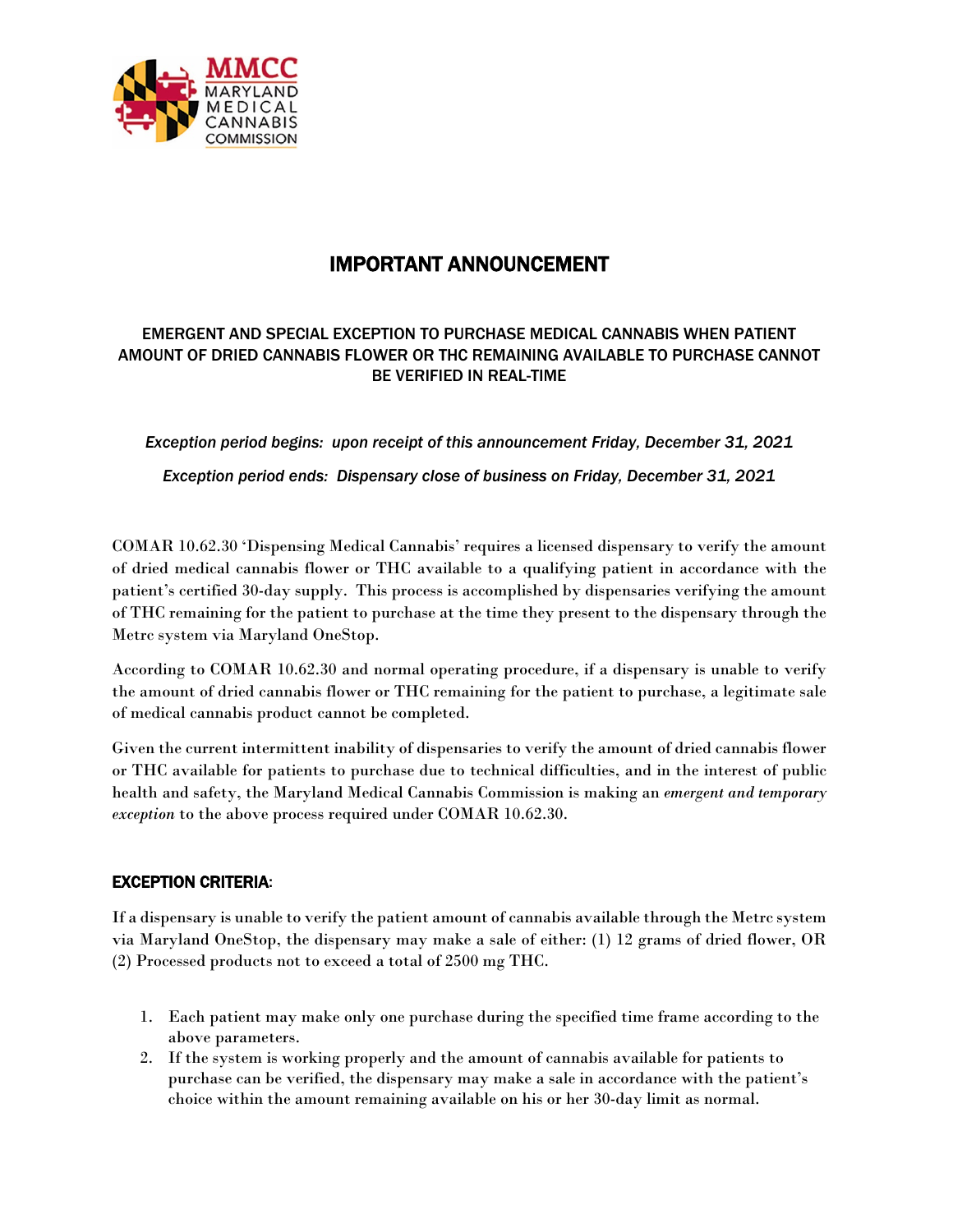MMCC
MARYLAND
MEDICAL
CANNABIS
COMMISSION

# IMPORTANT ANNOUNCEMENT

## EMERGENT AND SPECIAL EXCEPTION TO PURCHASE MEDICAL CANNABIS WHEN PATIENT AMOUNT OF DRIED CANNABIS FLOWER OR THC REMAINING AVAILABLE TO PURCHASE CANNOT BE VERIFIED IN REAL-TIME

*Exception period begins: upon receipt of this announcement Friday, December 31, 2021*

*Exception period ends: Dispensary close of business on Friday, December 31, 2021*

COMAR 10.62.30 'Dispensing Medical Cannabis' requires a licensed dispensary to verify the amount of dried medical cannabis flower or THC available to a qualifying patient in accordance with the patient's certified 30-day supply. This process is accomplished by dispensaries verifying the amount of THC remaining for the patient to purchase at the time they present to the dispensary through the Metrc system via Maryland OneStop.

According to COMAR 10.62.30 and normal operating procedure, if a dispensary is unable to verify the amount of dried cannabis flower or THC remaining for the patient to purchase, a legitimate sale of medical cannabis product cannot be completed.

Given the current intermittent inability of dispensaries to verify the amount of dried cannabis flower or THC available for patients to purchase due to technical difficulties, and in the interest of public health and safety, the Maryland Medical Cannabis Commission is making an *emergent and temporary exception* to the above process required under COMAR 10.62.30.

### EXCEPTION CRITERIA:

If a dispensary is unable to verify the patient amount of cannabis available through the Metrc system via Maryland OneStop, the dispensary may make a sale of either: (1) 12 grams of dried flower, OR (2) Processed products not to exceed a total of 2500 mg THC.

1. Each patient may make only one purchase during the specified time frame according to the above parameters.
2. If the system is working properly and the amount of cannabis available for patients to purchase can be verified, the dispensary may make a sale in accordance with the patient's choice within the amount remaining available on his or her 30-day limit as normal.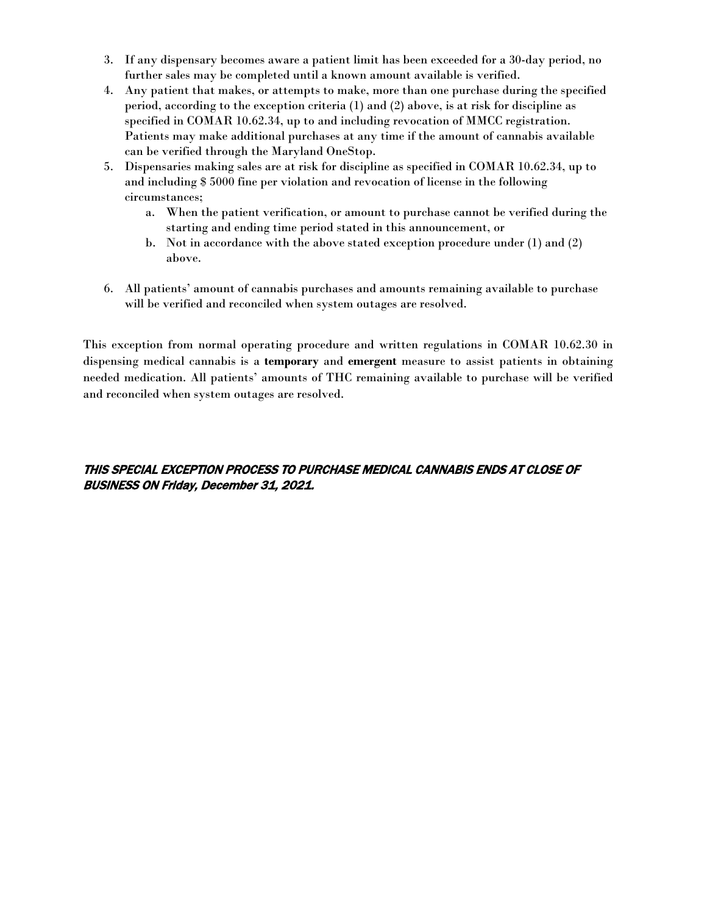3. If any dispensary becomes aware a patient limit has been exceeded for a 30-day period, no further sales may be completed until a known amount available is verified.
4. Any patient that makes, or attempts to make, more than one purchase during the specified period, according to the exception criteria (1) and (2) above, is at risk for discipline as specified in COMAR 10.62.34, up to and including revocation of MMCC registration. Patients may make additional purchases at any time if the amount of cannabis available can be verified through the Maryland OneStop.
5. Dispensaries making sales are at risk for discipline as specified in COMAR 10.62.34, up to and including $ 5000 fine per violation and revocation of license in the following circumstances;
   a. When the patient verification, or amount to purchase cannot be verified during the starting and ending time period stated in this announcement, or
   b. Not in accordance with the above stated exception procedure under (1) and (2) above.
6. All patients' amount of cannabis purchases and amounts remaining available to purchase will be verified and reconciled when system outages are resolved.

This exception from normal operating procedure and written regulations in COMAR 10.62.30 in dispensing medical cannabis is a **temporary** and **emergent** measure to assist patients in obtaining needed medication. All patients' amounts of THC remaining available to purchase will be verified and reconciled when system outages are resolved.

***THIS SPECIAL EXCEPTION PROCESS TO PURCHASE MEDICAL CANNABIS ENDS AT CLOSE OF BUSINESS ON Friday, December 31, 2021.***